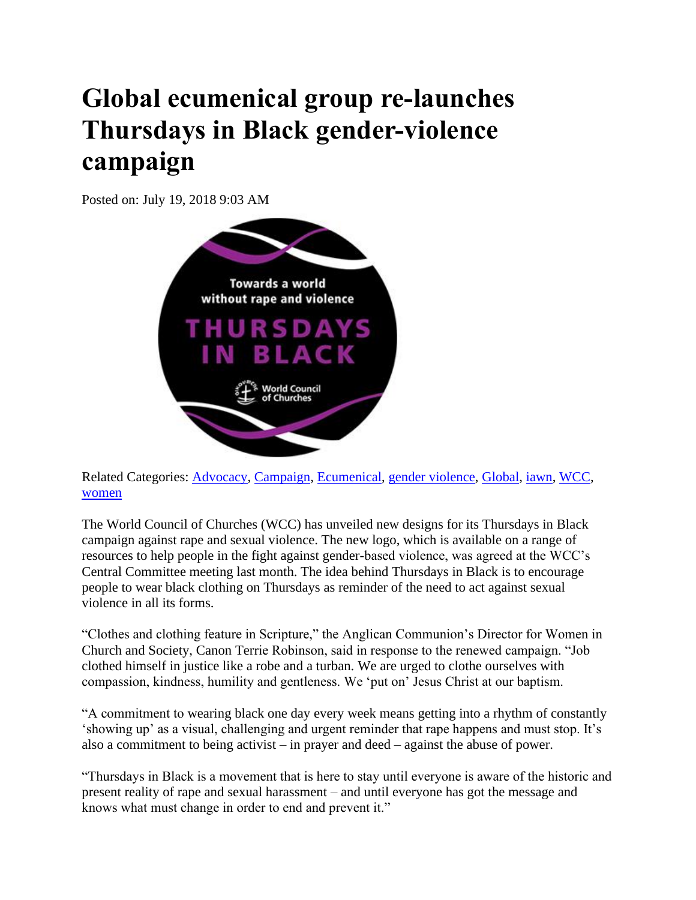# Global ecumenical group re-launches Thursdays in Black gender-violence campaign

Posted on: July 19, 2018 9:03 AM

Related Categories: Advocacy, Campaign, Ecumenical, gender violence, Global, iawn, WCC, women

The World Council of Churches (WCC) has unveiled new designs for its Thursdays in Black campaign against rape and sexual violence. The new logo, which is available on a range of resources to help people in the fight against gender-based violence, was agreed at the WCC's Central Committee meeting last month. The idea behind Thursdays in Black is to encourage people to wear black clothing on Thursdays as reminder of the need to act against sexual violence in all its forms.

"Clothes and clothing feature in Scripture," the Anglican Communion's Director for Women in Church and Society, Canon Terrie Robinson, said in response to the renewed campaign. "Job clothed himself in justice like a robe and a turban. We are urged to clothe ourselves with compassion, kindness, humility and gentleness. We 'put on' Jesus Christ at our baptism.

"A commitment to wearing black one day every week means getting into a rhythm of constantly 'showing up' as a visual, challenging and urgent reminder that rape happens and must stop. It's also a commitment to being activist – in prayer and deed – against the abuse of power.

"Thursdays in Black is a movement that is here to stay until everyone is aware of the historic and present reality of rape and sexual harassment – and until everyone has got the message and knows what must change in order to end and prevent it."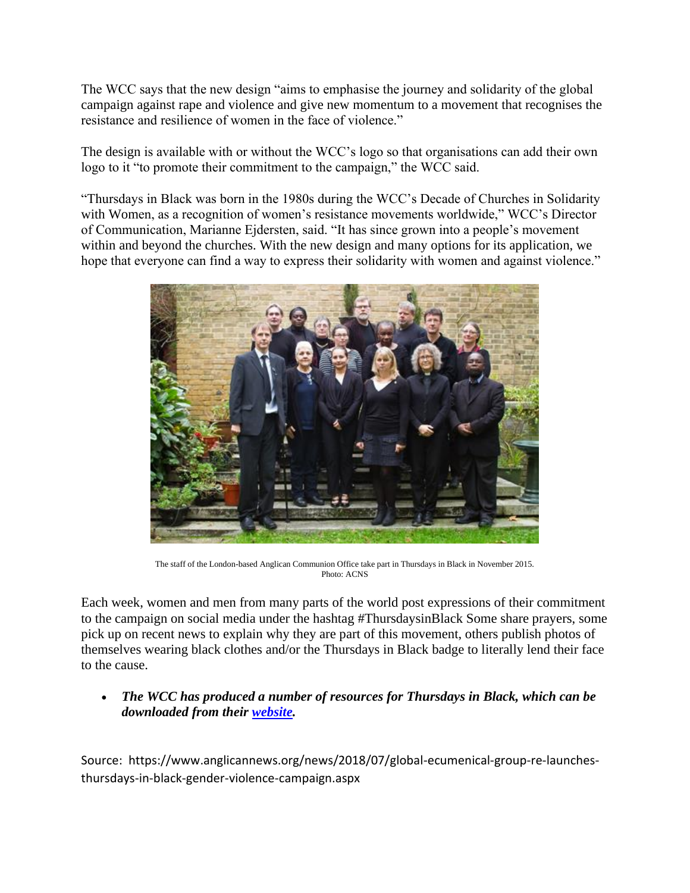The WCC says that the new design "aims to emphasise the journey and solidarity of the global campaign against rape and violence and give new momentum to a movement that recognises the resistance and resilience of women in the face of violence."

The design is available with or without the WCC's logo so that organisations can add their own logo to it "to promote their commitment to the campaign," the WCC said.

"Thursdays in Black was born in the 1980s during the WCC's Decade of Churches in Solidarity with Women, as a recognition of women's resistance movements worldwide," WCC's Director of Communication, Marianne Ejdersten, said. "It has since grown into a people's movement within and beyond the churches. With the new design and many options for its application, we hope that everyone can find a way to express their solidarity with women and against violence."

The staff of the London-based Anglican Communion Office take part in Thursdays in Black in November 2015.
Photo: ACNS

Each week, women and men from many parts of the world post expressions of their commitment to the campaign on social media under the hashtag #ThursdaysinBlack Some share prayers, some pick up on recent news to explain why they are part of this movement, others publish photos of themselves wearing black clothes and/or the Thursdays in Black badge to literally lend their face to the cause.

- ***The WCC has produced a number of resources for Thursdays in Black, which can be downloaded from their [website](#).***

Source: https://www.anglicannews.org/news/2018/07/global-ecumenical-group-re-launches-thursdays-in-black-gender-violence-campaign.aspx